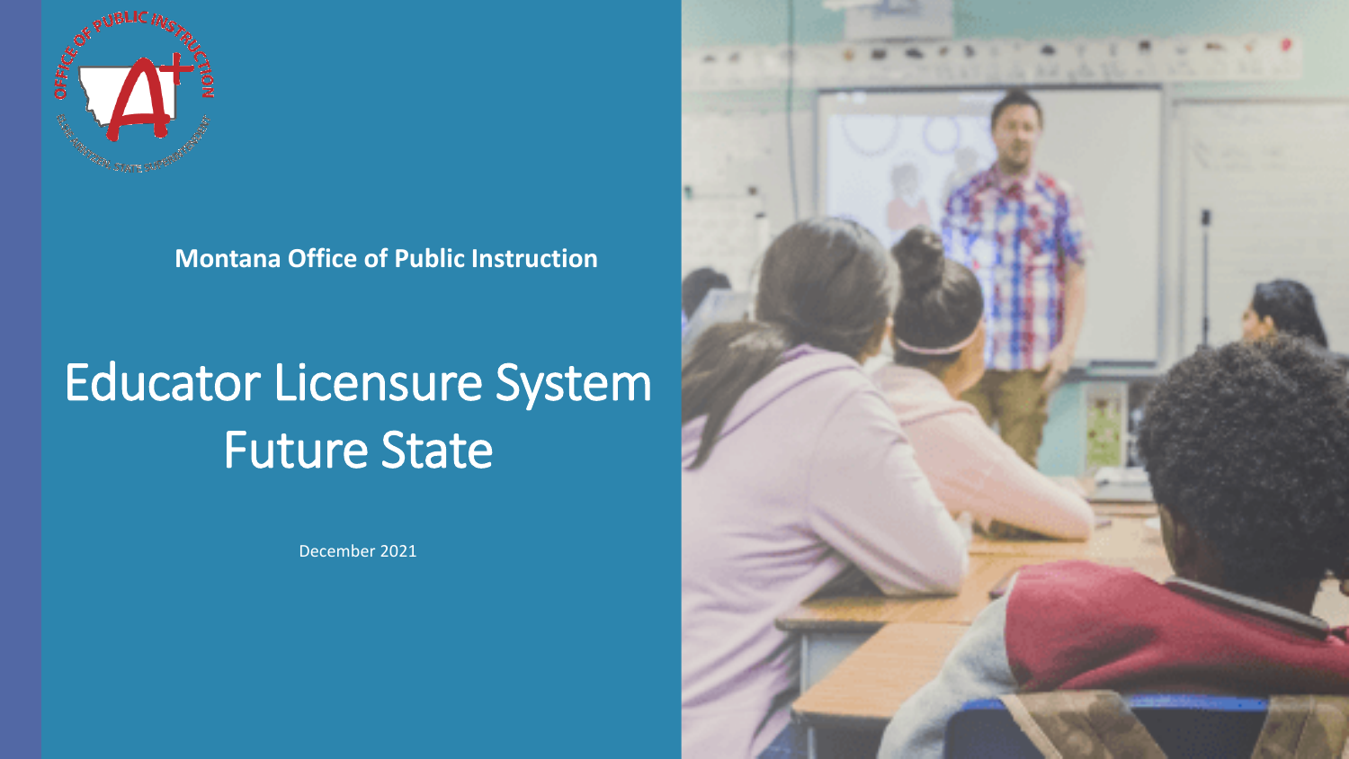**Montana Office of Public Instruction**

# Educator Licensure System Future State

December 2021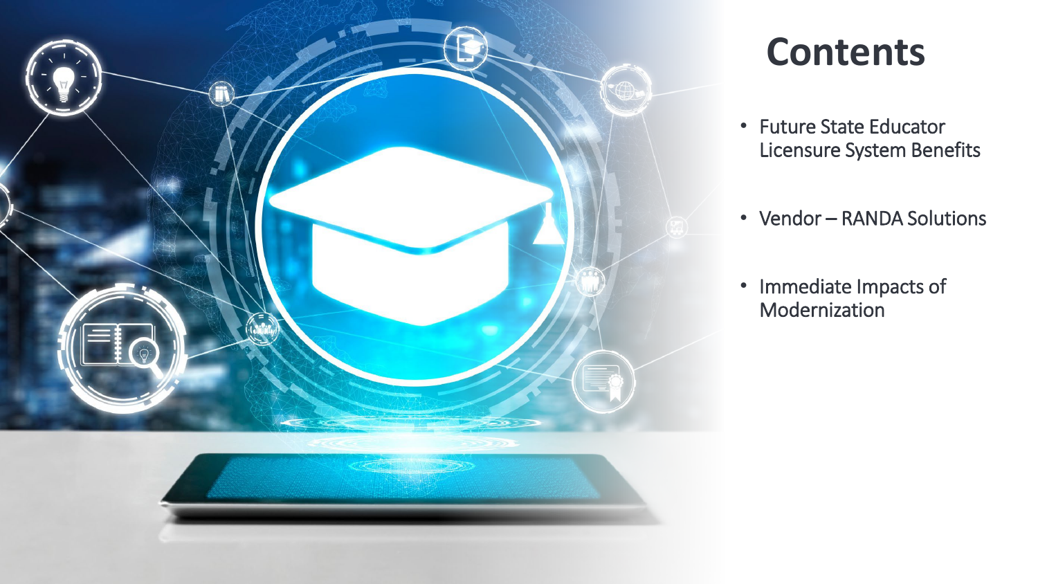# Contents

- Future State Educator Licensure System Benefits
- Vendor – RANDA Solutions
- Immediate Impacts of Modernization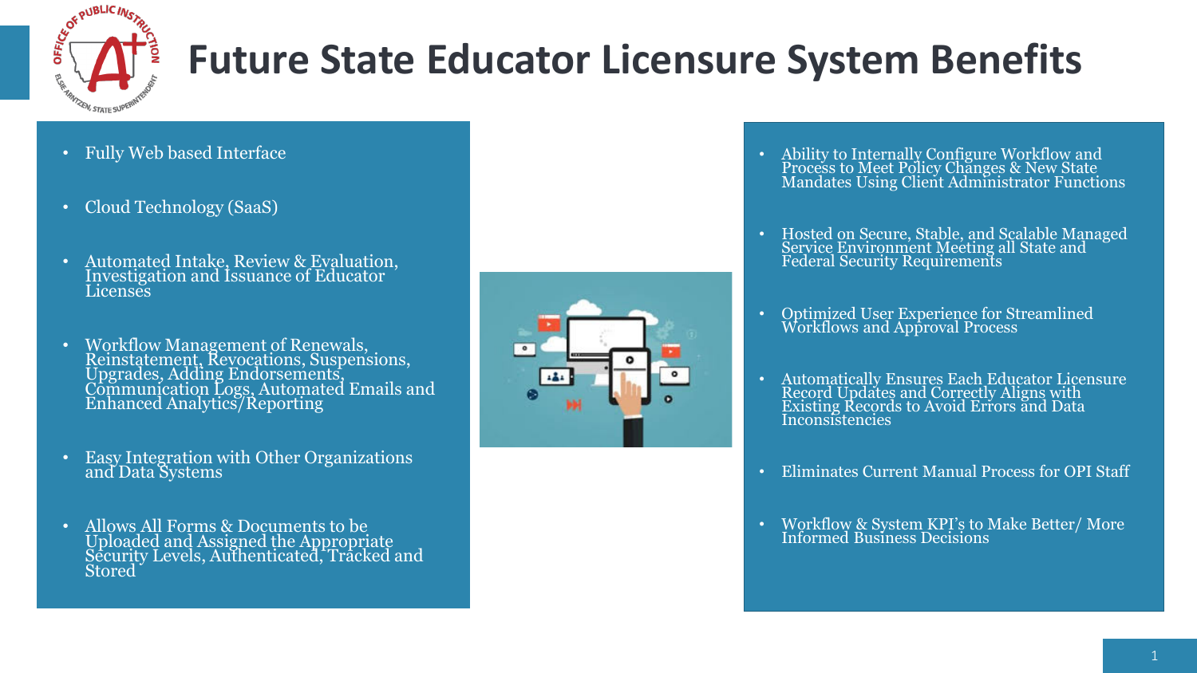# Future State Educator Licensure System Benefits

- Fully Web based Interface
- Cloud Technology (SaaS)
- Automated Intake, Review & Evaluation, Investigation and Issuance of Educator Licenses
- Workflow Management of Renewals, Reinstatement, Revocations, Suspensions, Upgrades, Adding Endorsements, Communication Logs, Automated Emails and Enhanced Analytics/Reporting
- Easy Integration with Other Organizations and Data Systems
- Allows All Forms & Documents to be Uploaded and Assigned the Appropriate Security Levels, Authenticated, Tracked and Stored
- Ability to Internally Configure Workflow and Process to Meet Policy Changes & New State Mandates Using Client Administrator Functions
- Hosted on Secure, Stable, and Scalable Managed Service Environment Meeting all State and Federal Security Requirements
- Optimized User Experience for Streamlined Workflows and Approval Process
- Automatically Ensures Each Educator Licensure Record Updates and Correctly Aligns with Existing Records to Avoid Errors and Data Inconsistencies
- Eliminates Current Manual Process for OPI Staff
- Workflow & System KPI's to Make Better/ More Informed Business Decisions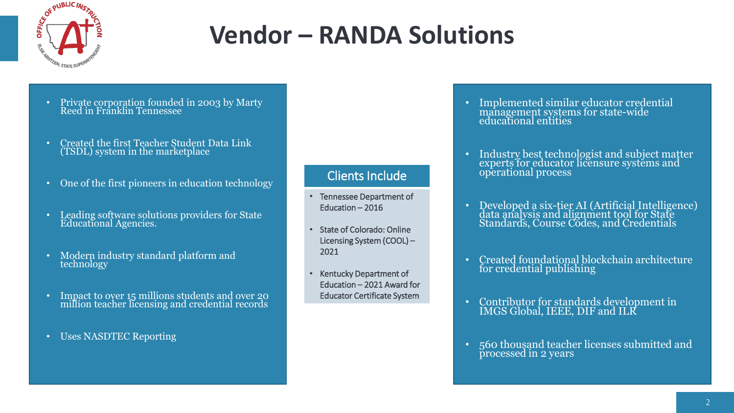# Vendor – RANDA Solutions

- Private corporation founded in 2003 by Marty Reed in Franklin Tennessee
- Created the first Teacher Student Data Link (TSDL) system in the marketplace
- One of the first pioneers in education technology
- Leading software solutions providers for State Educational Agencies.
- Modern industry standard platform and technology
- Impact to over 15 millions students and over 20 million teacher licensing and credential records
- Uses NASDTEC Reporting

## Clients Include

- Tennessee Department of Education – 2016
- State of Colorado: Online Licensing System (COOL) – 2021
- Kentucky Department of Education – 2021 Award for Educator Certificate System

- Implemented similar educator credential management systems for state-wide educational entities
- Industry best technologist and subject matter experts for educator licensure systems and operational process
- Developed a six-tier AI (Artificial Intelligence) data analysis and alignment tool for State Standards, Course Codes, and Credentials
- Created foundational blockchain architecture for credential publishing
- Contributor for standards development in IMGS Global, IEEE, DIF and ILR
- 560 thousand teacher licenses submitted and processed in 2 years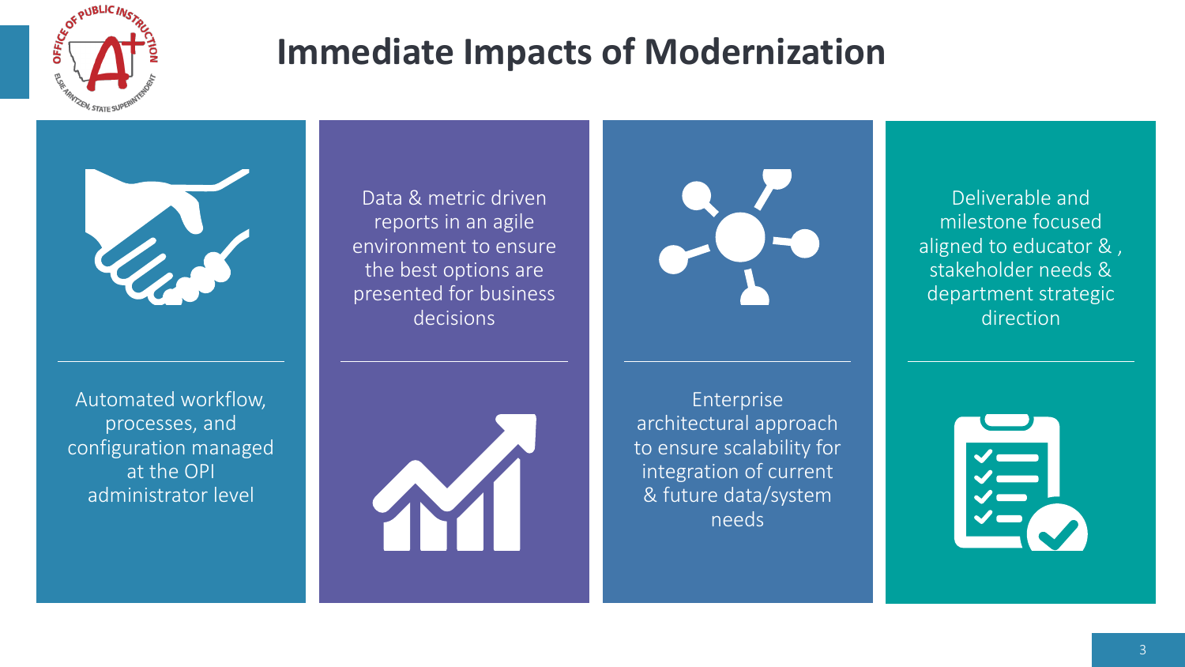# Immediate Impacts of Modernization

Automated workflow, processes, and configuration managed at the OPI administrator level

Data & metric driven reports in an agile environment to ensure the best options are presented for business decisions

Enterprise architectural approach to ensure scalability for integration of current & future data/system needs

Deliverable and milestone focused aligned to educator & , stakeholder needs & department strategic direction